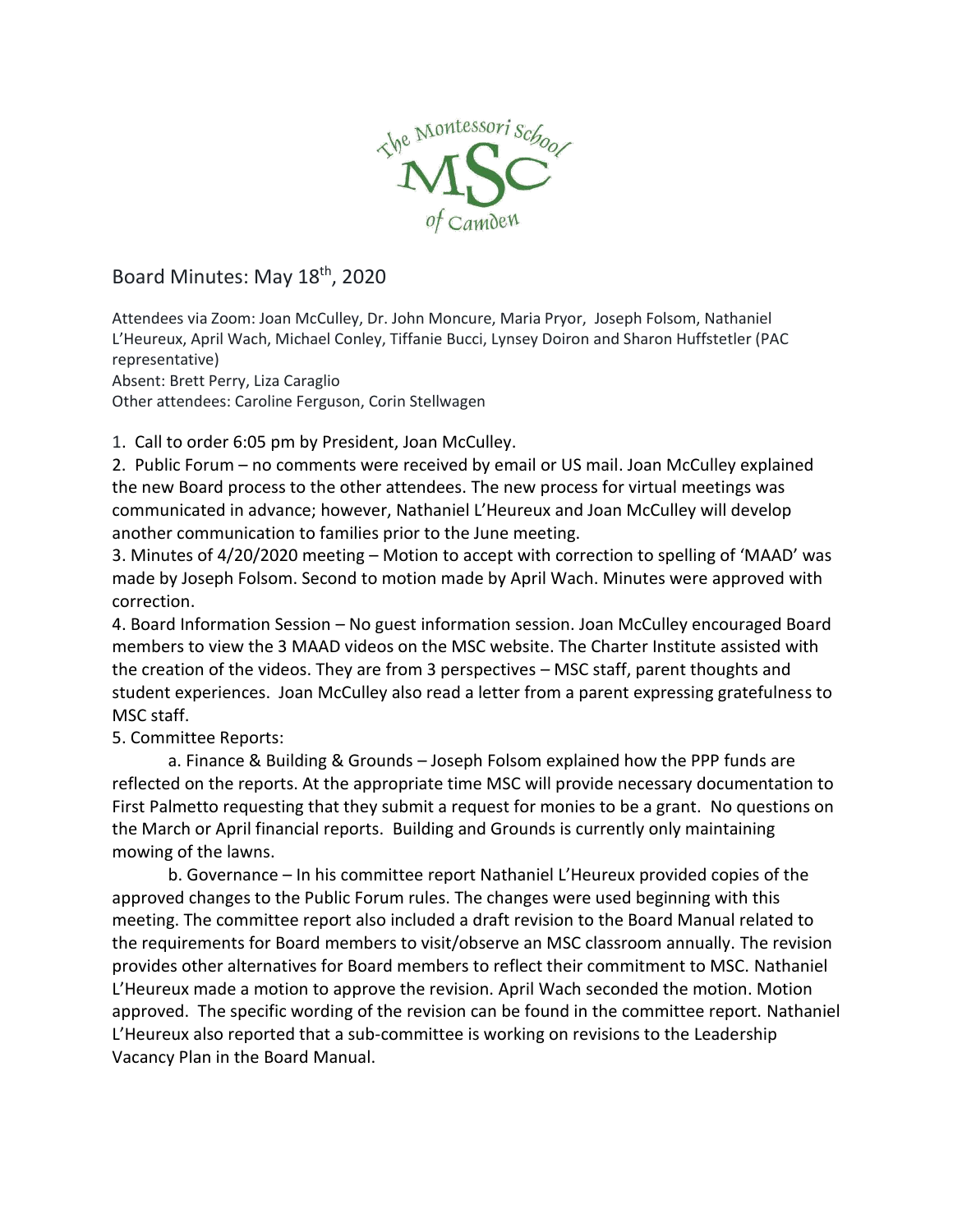# Board Minutes: May 18th, 2020

Attendees via Zoom: Joan McCulley, Dr. John Moncure, Maria Pryor, Joseph Folsom, Nathaniel L'Heureux, April Wach, Michael Conley, Tiffanie Bucci, Lynsey Doiron and Sharon Huffstetler (PAC representative)
Absent: Brett Perry, Liza Caraglio
Other attendees: Caroline Ferguson, Corin Stellwagen

1. Call to order 6:05 pm by President, Joan McCulley.
2. Public Forum – no comments were received by email or US mail. Joan McCulley explained the new Board process to the other attendees. The new process for virtual meetings was communicated in advance; however, Nathaniel L'Heureux and Joan McCulley will develop another communication to families prior to the June meeting.
3. Minutes of 4/20/2020 meeting – Motion to accept with correction to spelling of 'MAAD' was made by Joseph Folsom. Second to motion made by April Wach. Minutes were approved with correction.
4. Board Information Session – No guest information session. Joan McCulley encouraged Board members to view the 3 MAAD videos on the MSC website. The Charter Institute assisted with the creation of the videos. They are from 3 perspectives – MSC staff, parent thoughts and student experiences. Joan McCulley also read a letter from a parent expressing gratefulness to MSC staff.
5. Committee Reports:
   a. Finance & Building & Grounds – Joseph Folsom explained how the PPP funds are reflected on the reports. At the appropriate time MSC will provide necessary documentation to First Palmetto requesting that they submit a request for monies to be a grant. No questions on the March or April financial reports. Building and Grounds is currently only maintaining mowing of the lawns.
   b. Governance – In his committee report Nathaniel L'Heureux provided copies of the approved changes to the Public Forum rules. The changes were used beginning with this meeting. The committee report also included a draft revision to the Board Manual related to the requirements for Board members to visit/observe an MSC classroom annually. The revision provides other alternatives for Board members to reflect their commitment to MSC. Nathaniel L'Heureux made a motion to approve the revision. April Wach seconded the motion. Motion approved. The specific wording of the revision can be found in the committee report. Nathaniel L'Heureux also reported that a sub-committee is working on revisions to the Leadership Vacancy Plan in the Board Manual.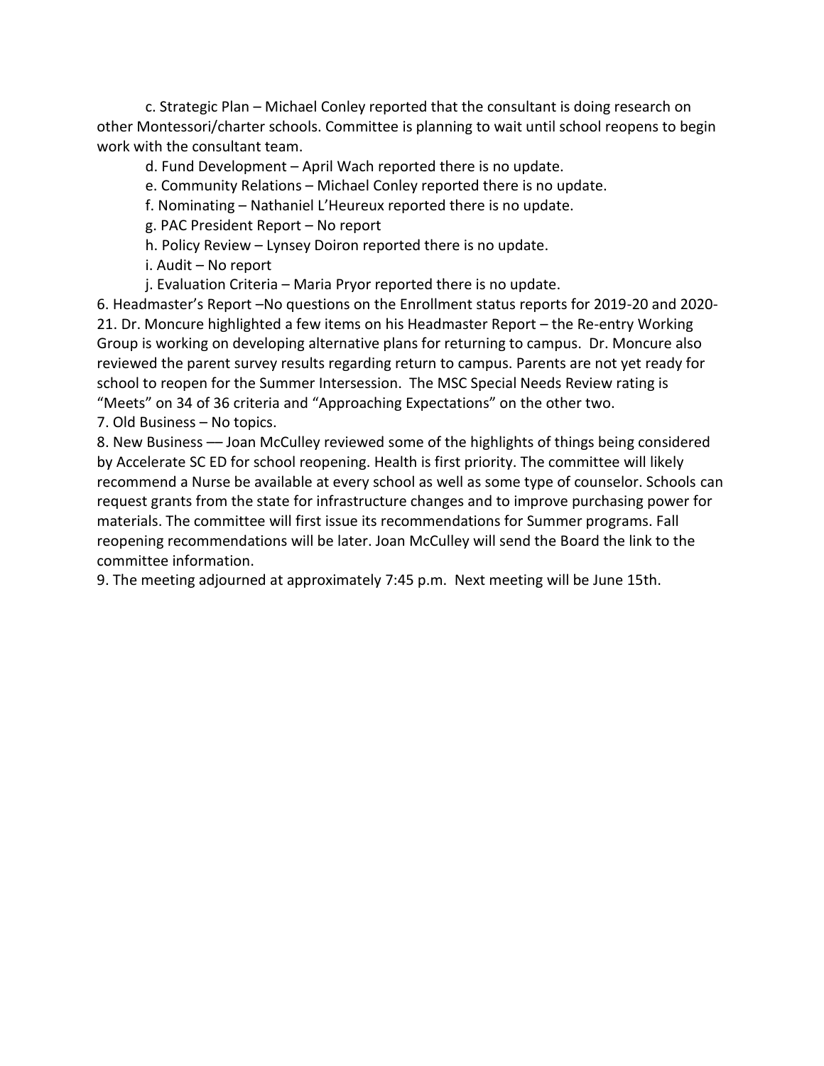c. Strategic Plan – Michael Conley reported that the consultant is doing research on other Montessori/charter schools. Committee is planning to wait until school reopens to begin work with the consultant team.

d. Fund Development – April Wach reported there is no update.

e. Community Relations – Michael Conley reported there is no update.

f. Nominating – Nathaniel L'Heureux reported there is no update.

g. PAC President Report – No report

h. Policy Review – Lynsey Doiron reported there is no update.

i. Audit – No report

j. Evaluation Criteria – Maria Pryor reported there is no update.

6. Headmaster's Report –No questions on the Enrollment status reports for 2019-20 and 2020-21. Dr. Moncure highlighted a few items on his Headmaster Report – the Re-entry Working Group is working on developing alternative plans for returning to campus. Dr. Moncure also reviewed the parent survey results regarding return to campus. Parents are not yet ready for school to reopen for the Summer Intersession. The MSC Special Needs Review rating is "Meets" on 34 of 36 criteria and "Approaching Expectations" on the other two.

7. Old Business – No topics.

8. New Business –– Joan McCulley reviewed some of the highlights of things being considered by Accelerate SC ED for school reopening. Health is first priority. The committee will likely recommend a Nurse be available at every school as well as some type of counselor. Schools can request grants from the state for infrastructure changes and to improve purchasing power for materials. The committee will first issue its recommendations for Summer programs. Fall reopening recommendations will be later. Joan McCulley will send the Board the link to the committee information.

9. The meeting adjourned at approximately 7:45 p.m. Next meeting will be June 15th.